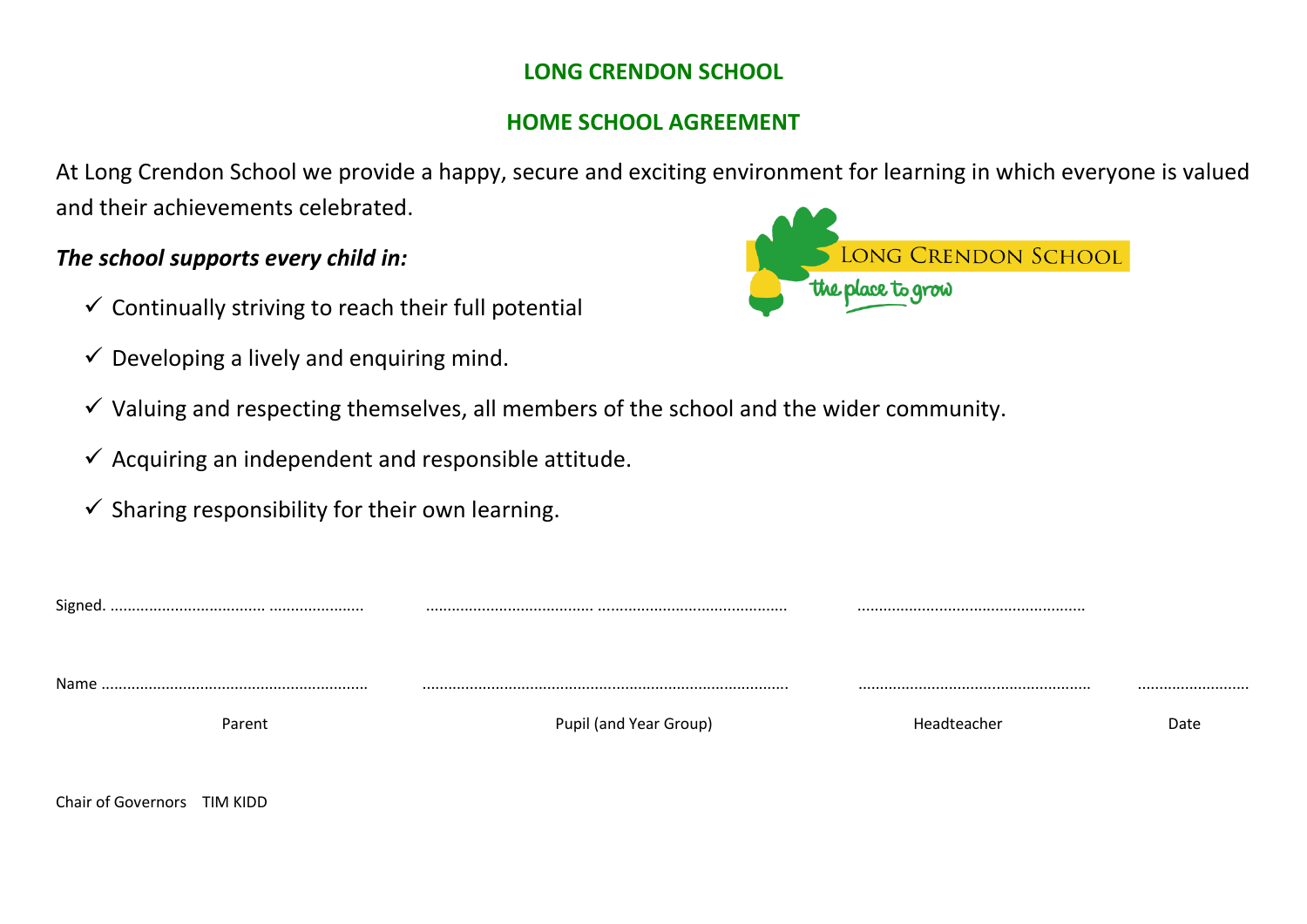# LONG CRENDON SCHOOL

## HOME SCHOOL AGREEMENT

At Long Crendon School we provide a happy, secure and exciting environment for learning in which everyone is valued and their achievements celebrated.

***The school supports every child in:***

- ✓ Continually striving to reach their full potential
- ✓ Developing a lively and enquiring mind.
- ✓ Valuing and respecting themselves, all members of the school and the wider community.
- ✓ Acquiring an independent and responsible attitude.
- ✓ Sharing responsibility for their own learning.

| | | | |
|---|---|---|---|
| Signed. ……………………………… ………………… | ……………………………… …………………………………… | …………………………………………… | |
| Name …………………………………………………… | …………………………………………………………………… | …………………………………………… | …………………… |
| Parent | Pupil (and Year Group) | Headteacher | Date |

Chair of Governors TIM KIDD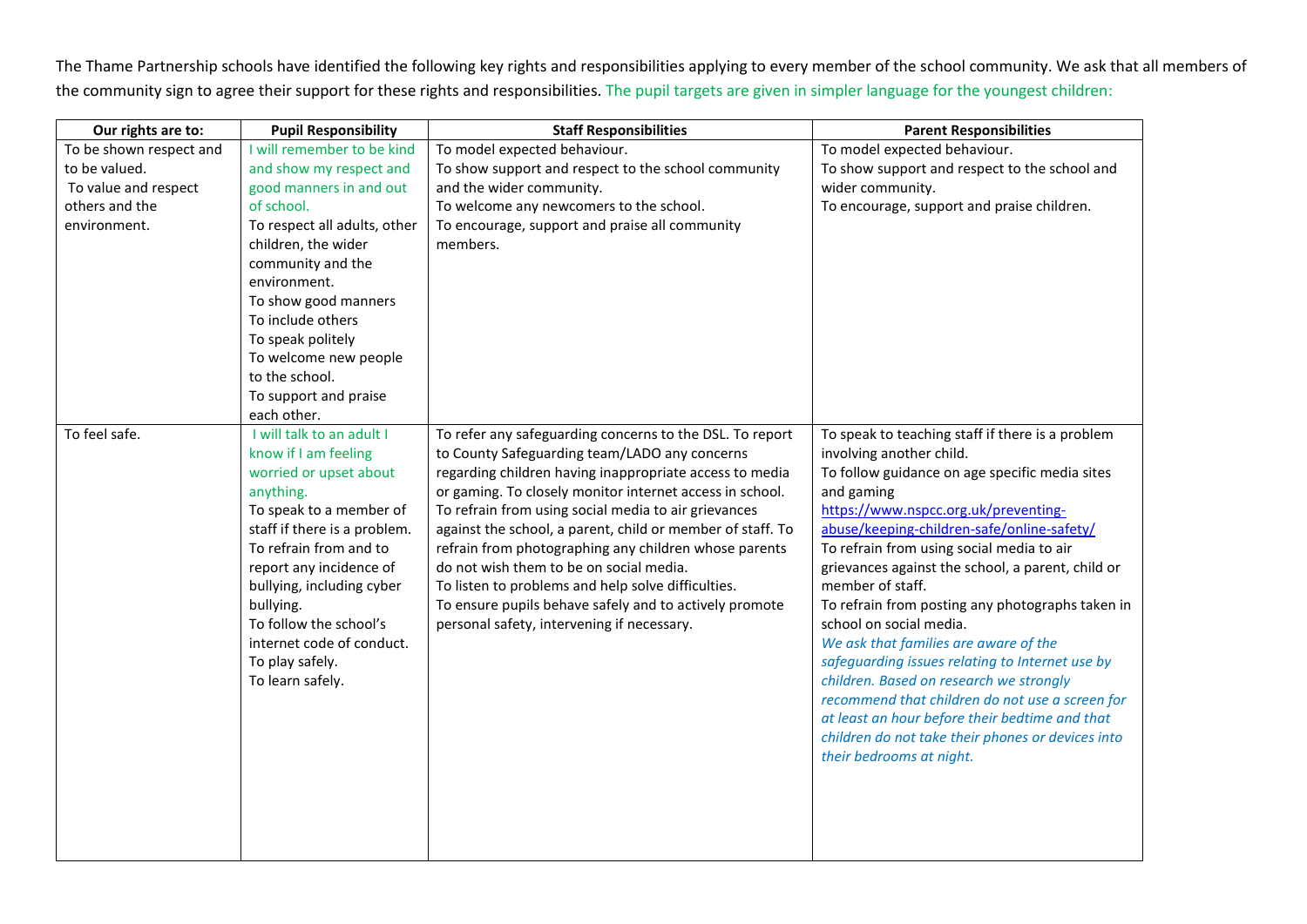The Thame Partnership schools have identified the following key rights and responsibilities applying to every member of the school community. We ask that all members of the community sign to agree their support for these rights and responsibilities. The pupil targets are given in simpler language for the youngest children:

| Our rights are to: | Pupil Responsibility | Staff Responsibilities | Parent Responsibilities |
|---|---|---|---|
| To be shown respect and to be valued.<br>To value and respect others and the environment. | I will remember to be kind and show my respect and good manners in and out of school.<br>To respect all adults, other children, the wider community and the environment.<br>To show good manners<br>To include others<br>To speak politely<br>To welcome new people to the school.<br>To support and praise each other. | To model expected behaviour.<br>To show support and respect to the school community and the wider community.<br>To welcome any newcomers to the school.<br>To encourage, support and praise all community members. | To model expected behaviour.<br>To show support and respect to the school and wider community.<br>To encourage, support and praise children. |
| To feel safe. | I will talk to an adult I know if I am feeling worried or upset about anything.<br>To speak to a member of staff if there is a problem.<br>To refrain from and to report any incidence of bullying, including cyber bullying.<br>To follow the school's internet code of conduct.<br>To play safely.<br>To learn safely. | To refer any safeguarding concerns to the DSL. To report to County Safeguarding team/LADO any concerns regarding children having inappropriate access to media or gaming. To closely monitor internet access in school. To refrain from using social media to air grievances against the school, a parent, child or member of staff. To refrain from photographing any children whose parents do not wish them to be on social media.<br>To listen to problems and help solve difficulties.<br>To ensure pupils behave safely and to actively promote personal safety, intervening if necessary. | To speak to teaching staff if there is a problem involving another child.<br>To follow guidance on age specific media sites and gaming https://www.nspcc.org.uk/preventing-abuse/keeping-children-safe/online-safety/<br>To refrain from using social media to air grievances against the school, a parent, child or member of staff.<br>To refrain from posting any photographs taken in school on social media.<br>*We ask that families are aware of the safeguarding issues relating to Internet use by children. Based on research we strongly recommend that children do not use a screen for at least an hour before their bedtime and that children do not take their phones or devices into their bedrooms at night.* |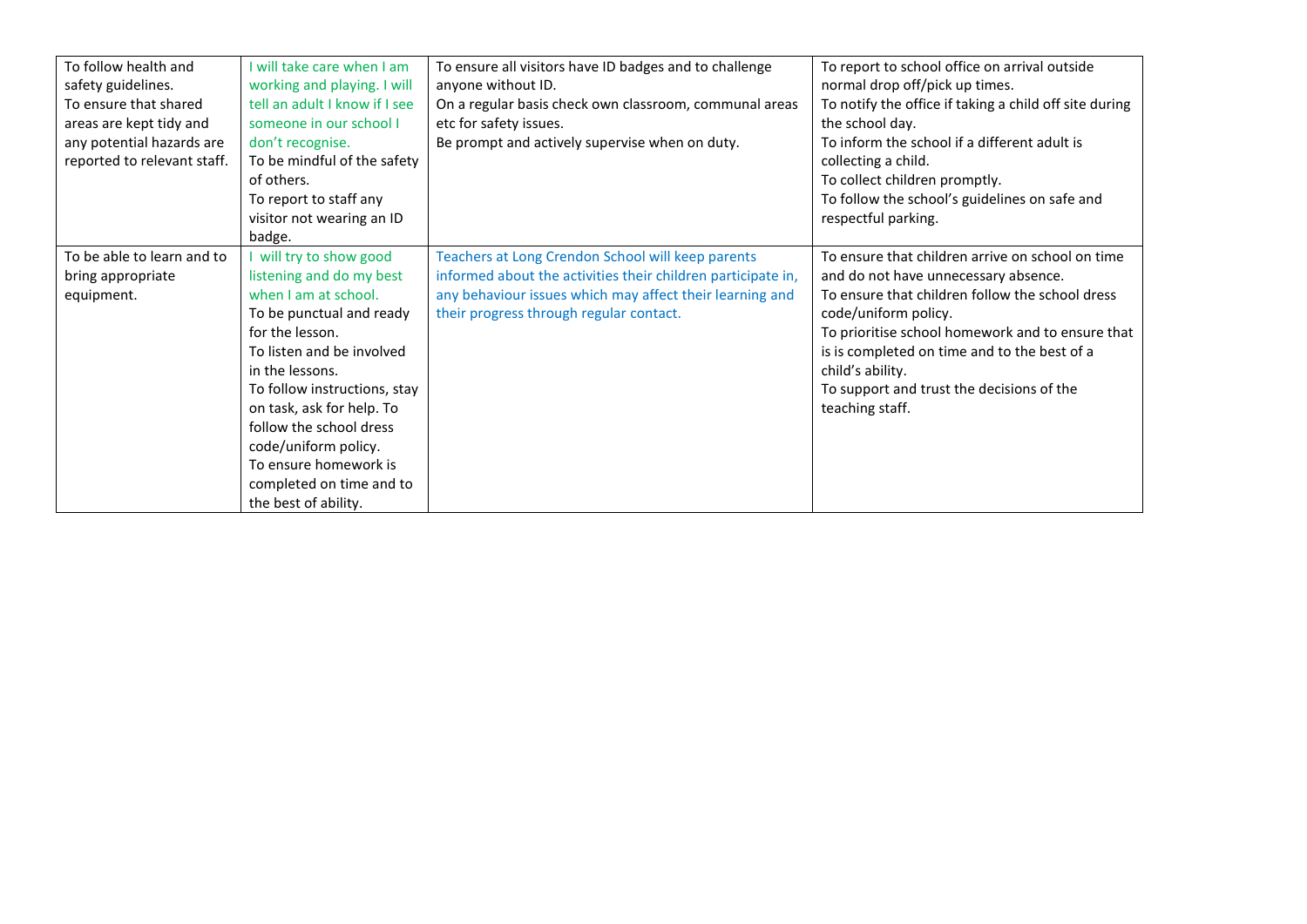| | | | |
|---|---|---|---|
| To follow health and safety guidelines.<br>To ensure that shared areas are kept tidy and any potential hazards are reported to relevant staff. | I will take care when I am working and playing. I will tell an adult I know if I see someone in our school I don't recognise.<br>To be mindful of the safety of others.<br>To report to staff any visitor not wearing an ID badge. | To ensure all visitors have ID badges and to challenge anyone without ID.<br>On a regular basis check own classroom, communal areas etc for safety issues.<br>Be prompt and actively supervise when on duty. | To report to school office on arrival outside normal drop off/pick up times.<br>To notify the office if taking a child off site during the school day.<br>To inform the school if a different adult is collecting a child.<br>To collect children promptly.<br>To follow the school's guidelines on safe and respectful parking. |
| To be able to learn and to bring appropriate equipment. | I will try to show good listening and do my best when I am at school.<br>To be punctual and ready for the lesson.<br>To listen and be involved in the lessons.<br>To follow instructions, stay on task, ask for help. To follow the school dress code/uniform policy.<br>To ensure homework is completed on time and to the best of ability. | Teachers at Long Crendon School will keep parents informed about the activities their children participate in, any behaviour issues which may affect their learning and their progress through regular contact. | To ensure that children arrive on school on time and do not have unnecessary absence.<br>To ensure that children follow the school dress code/uniform policy.<br>To prioritise school homework and to ensure that is is completed on time and to the best of a child's ability.<br>To support and trust the decisions of the teaching staff. |